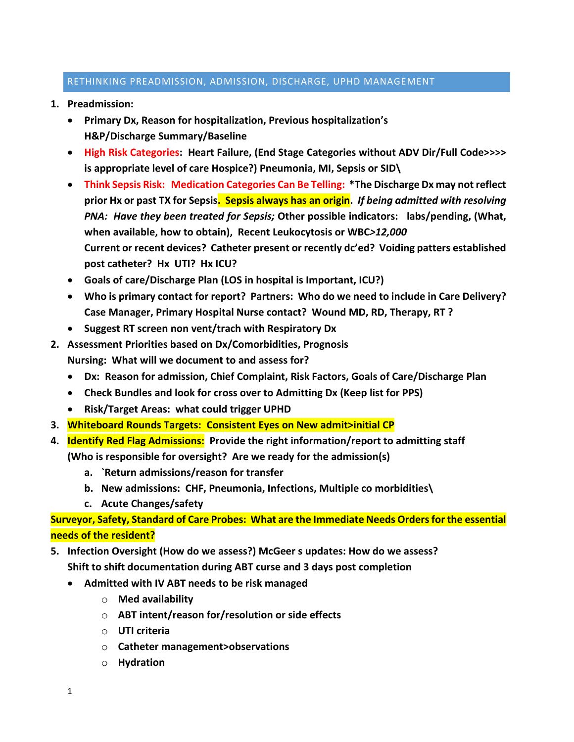## RETHINKING PREADMISSION, ADMISSION, DISCHARGE, UPHD MANAGEMENT

1. **Preadmission:**
   - **Primary Dx, Reason for hospitalization, Previous hospitalization's H&P/Discharge Summary/Baseline**
   - **High Risk Categories: Heart Failure, (End Stage Categories without ADV Dir/Full Code>>>> is appropriate level of care Hospice?) Pneumonia, MI, Sepsis or SID\**
   - **Think Sepsis Risk: Medication Categories Can Be Telling: *The Discharge Dx may not reflect prior Hx or past TX for Sepsis. Sepsis always has an origin. *If being admitted with resolving PNA: Have they been treated for Sepsis;* Other possible indicators: labs/pending, (What, when available, how to obtain), Recent Leukocytosis or WBC*>12,000*
     Current or recent devices? Catheter present or recently dc'ed? Voiding patters established post catheter? Hx UTI? Hx ICU?**
   - **Goals of care/Discharge Plan (LOS in hospital is Important, ICU?)**
   - **Who is primary contact for report? Partners: Who do we need to include in Care Delivery? Case Manager, Primary Hospital Nurse contact? Wound MD, RD, Therapy, RT ?**
   - **Suggest RT screen non vent/trach with Respiratory Dx**
2. **Assessment Priorities based on Dx/Comorbidities, Prognosis
   Nursing: What will we document to and assess for?**
   - **Dx: Reason for admission, Chief Complaint, Risk Factors, Goals of Care/Discharge Plan**
   - **Check Bundles and look for cross over to Admitting Dx (Keep list for PPS)**
   - **Risk/Target Areas: what could trigger UPHD**
3. **Whiteboard Rounds Targets: Consistent Eyes on New admit>initial CP**
4. **Identify Red Flag Admissions: Provide the right information/report to admitting staff (Who is responsible for oversight? Are we ready for the admission(s)**
   a. **`Return admissions/reason for transfer**
   b. **New admissions: CHF, Pneumonia, Infections, Multiple co morbidities\**
   c. **Acute Changes/safety**

**Surveyor, Safety, Standard of Care Probes: What are the Immediate Needs Orders for the essential needs of the resident?**

5. **Infection Oversight (How do we assess?) McGeer s updates: How do we assess? Shift to shift documentation during ABT curse and 3 days post completion**
   - **Admitted with IV ABT needs to be risk managed**
     - **Med availability**
     - **ABT intent/reason for/resolution or side effects**
     - **UTI criteria**
     - **Catheter management>observations**
     - **Hydration**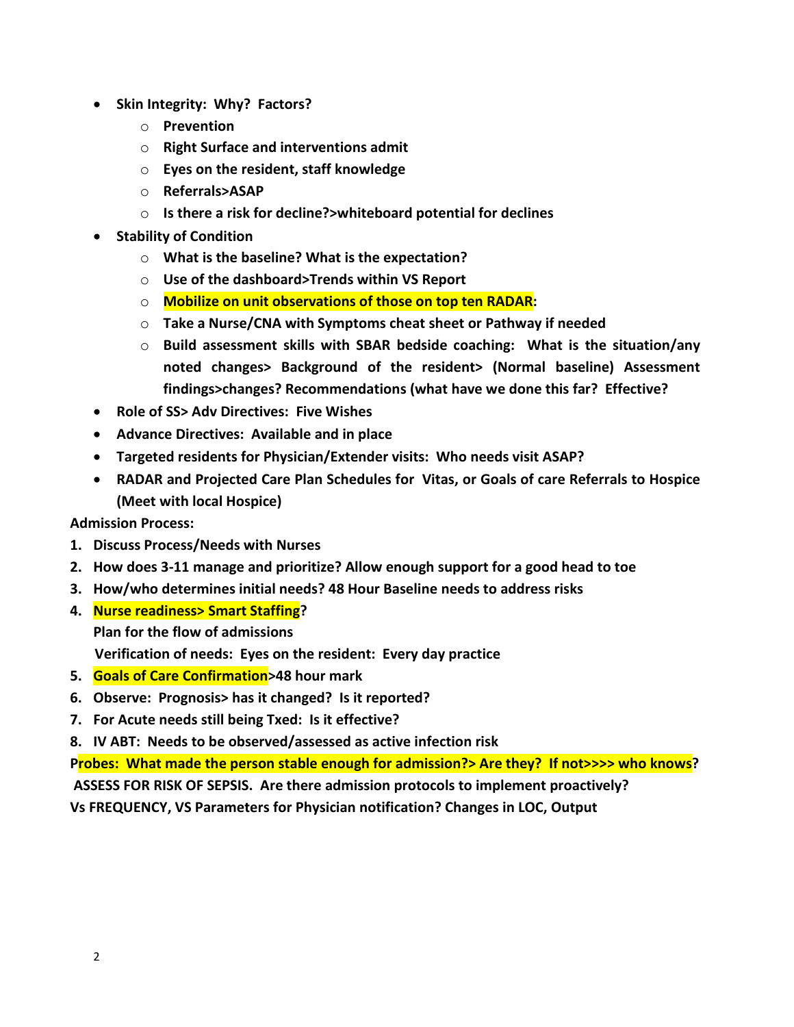- **Skin Integrity: Why? Factors?**
    - **Prevention**
    - **Right Surface and interventions admit**
    - **Eyes on the resident, staff knowledge**
    - **Referrals>ASAP**
    - **Is there a risk for decline?>whiteboard potential for declines**
- **Stability of Condition**
    - **What is the baseline? What is the expectation?**
    - **Use of the dashboard>Trends within VS Report**
    - **Mobilize on unit observations of those on top ten RADAR:**
    - **Take a Nurse/CNA with Symptoms cheat sheet or Pathway if needed**
    - **Build assessment skills with SBAR bedside coaching: What is the situation/any noted changes> Background of the resident> (Normal baseline) Assessment findings>changes? Recommendations (what have we done this far? Effective?**
- **Role of SS> Adv Directives: Five Wishes**
- **Advance Directives: Available and in place**
- **Targeted residents for Physician/Extender visits: Who needs visit ASAP?**
- **RADAR and Projected Care Plan Schedules for Vitas, or Goals of care Referrals to Hospice (Meet with local Hospice)**

**Admission Process:**

1. **Discuss Process/Needs with Nurses**
2. **How does 3-11 manage and prioritize? Allow enough support for a good head to toe**
3. **How/who determines initial needs? 48 Hour Baseline needs to address risks**
4. **Nurse readiness> Smart Staffing?**
   **Plan for the flow of admissions**
   **Verification of needs: Eyes on the resident: Every day practice**
5. **Goals of Care Confirmation>48 hour mark**
6. **Observe: Prognosis> has it changed? Is it reported?**
7. **For Acute needs still being Txed: Is it effective?**
8. **IV ABT: Needs to be observed/assessed as active infection risk**

**Probes: What made the person stable enough for admission?> Are they? If not>>>> who knows?**

**ASSESS FOR RISK OF SEPSIS. Are there admission protocols to implement proactively?**

**Vs FREQUENCY, VS Parameters for Physician notification? Changes in LOC, Output**